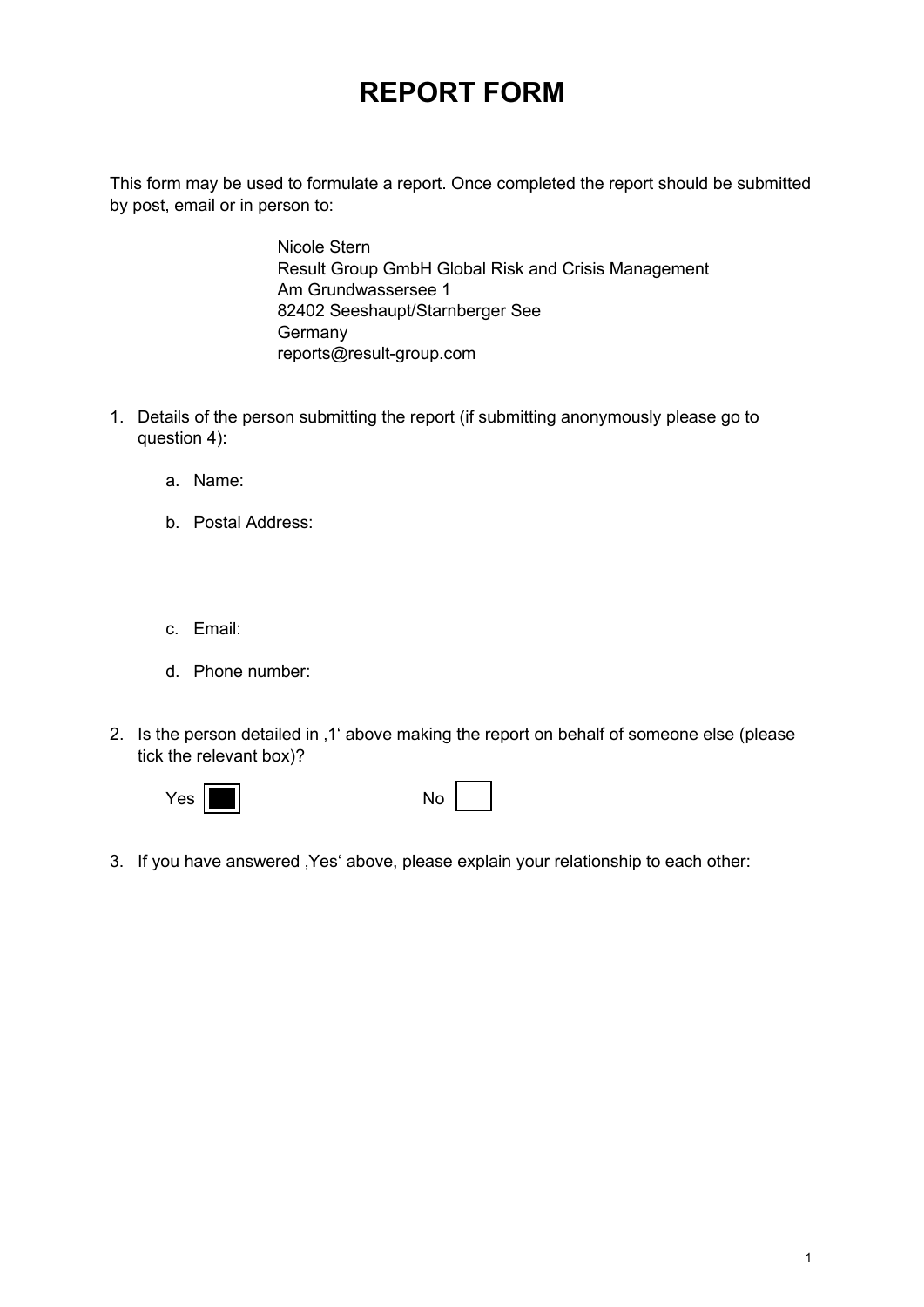# REPORT FORM

This form may be used to formulate a report. Once completed the report should be submitted by post, email or in person to:

> Nicole Stern
> Result Group GmbH Global Risk and Crisis Management
> Am Grundwassersee 1
> 82402 Seeshaupt/Starnberger See
> Germany
> reports@result-group.com

1. Details of the person submitting the report (if submitting anonymously please go to question 4):

    a. Name:

    b. Postal Address:

    c. Email:

    d. Phone number:

2. Is the person detailed in ‚1' above making the report on behalf of someone else (please tick the relevant box)?

    Yes ■ No ☐

3. If you have answered ‚Yes' above, please explain your relationship to each other: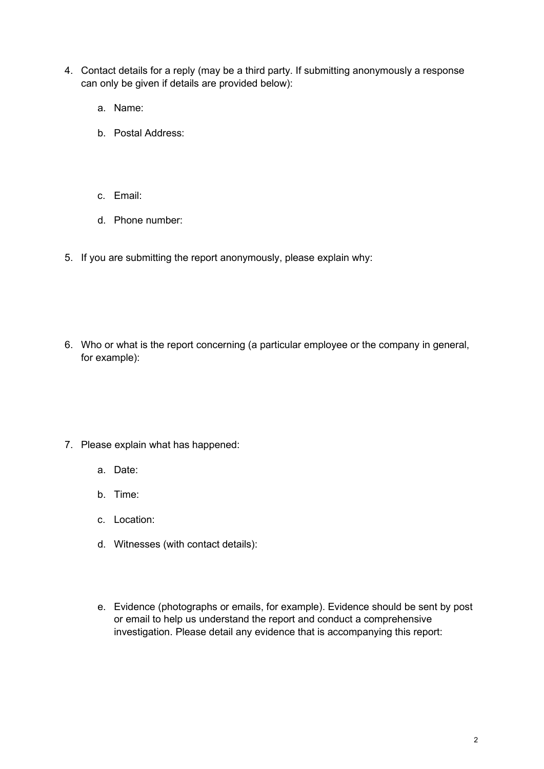4. Contact details for a reply (may be a third party. If submitting anonymously a response can only be given if details are provided below):

    a. Name:

    b. Postal Address:

    c. Email:

    d. Phone number:

5. If you are submitting the report anonymously, please explain why:

6. Who or what is the report concerning (a particular employee or the company in general, for example):

7. Please explain what has happened:

    a. Date:

    b. Time:

    c. Location:

    d. Witnesses (with contact details):

    e. Evidence (photographs or emails, for example). Evidence should be sent by post or email to help us understand the report and conduct a comprehensive investigation. Please detail any evidence that is accompanying this report: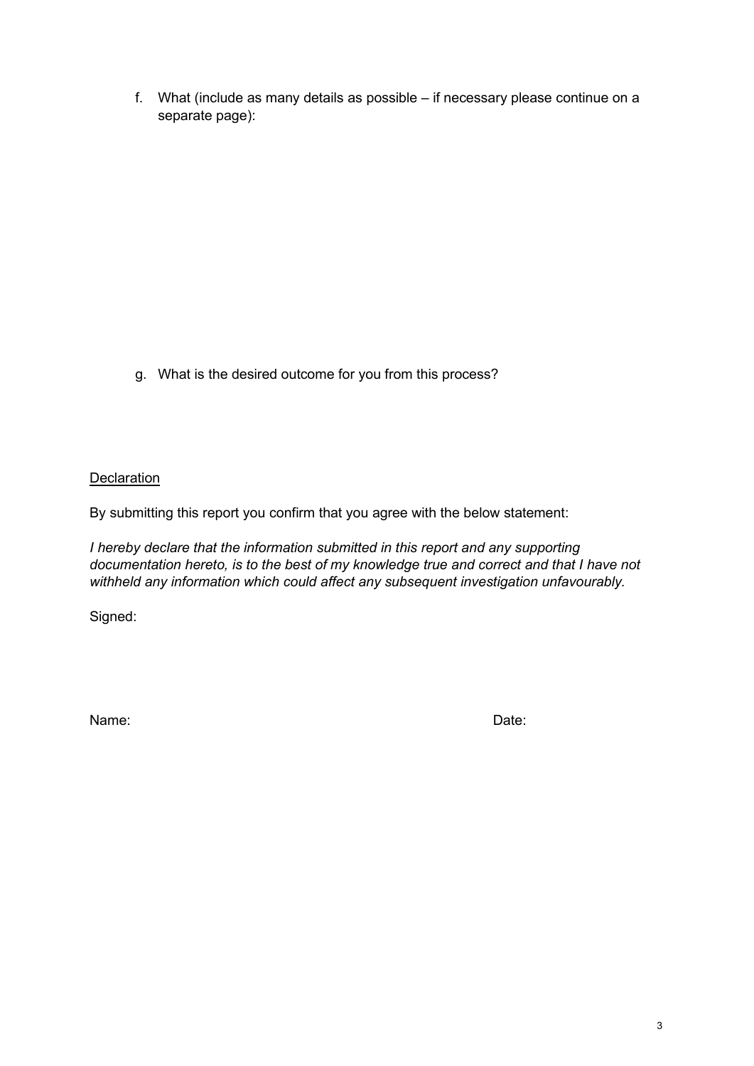f. What (include as many details as possible – if necessary please continue on a separate page):

g. What is the desired outcome for you from this process?

<u>Declaration</u>

By submitting this report you confirm that you agree with the below statement:

*I hereby declare that the information submitted in this report and any supporting documentation hereto, is to the best of my knowledge true and correct and that I have not withheld any information which could affect any subsequent investigation unfavourably.*

Signed:

Name: Date: